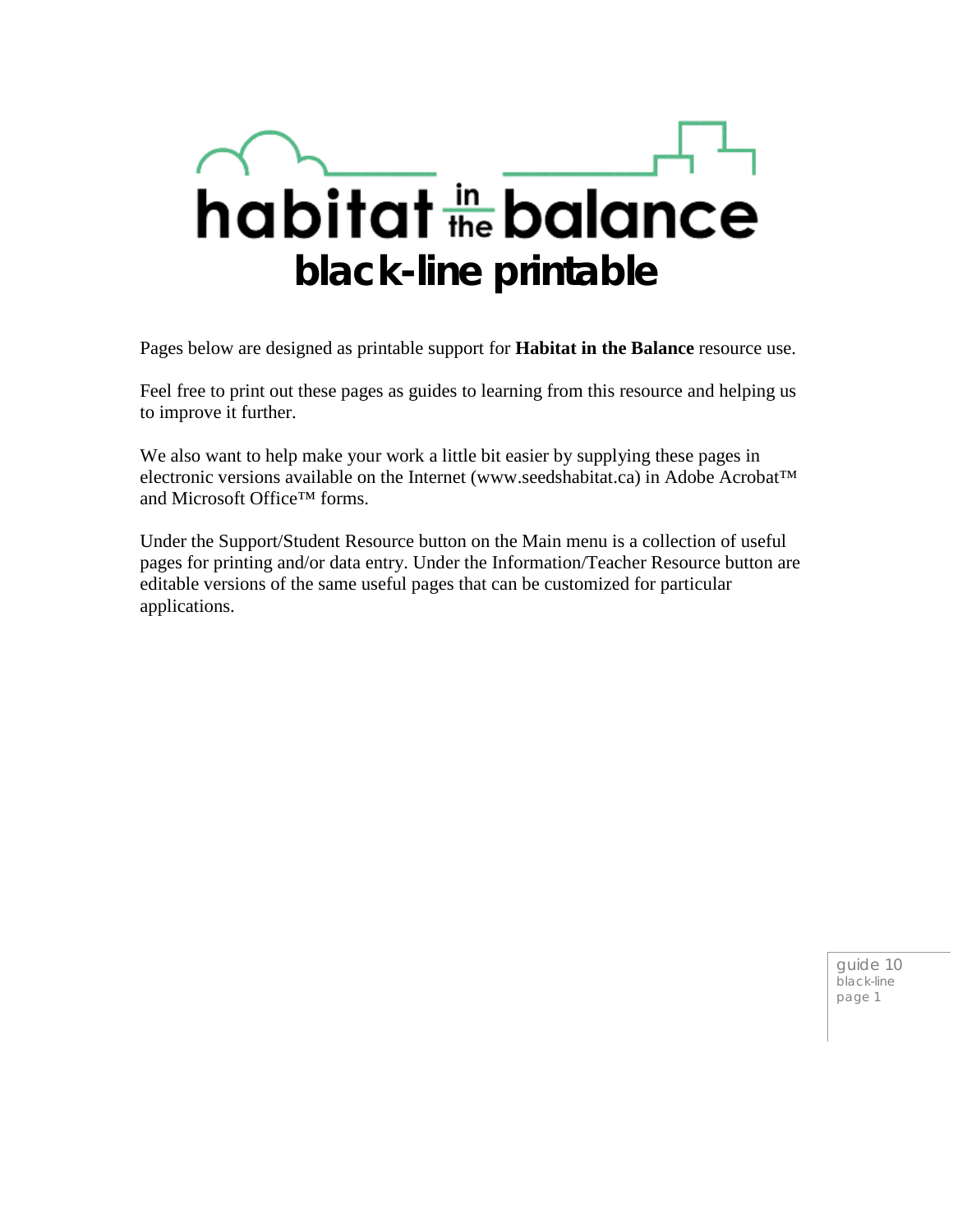# habitat in the balance

## black-line printable

Pages below are designed as printable support for **Habitat in the Balance** resource use.

Feel free to print out these pages as guides to learning from this resource and helping us to improve it further.

We also want to help make your work a little bit easier by supplying these pages in electronic versions available on the Internet (www.seedshabitat.ca) in Adobe Acrobat™ and Microsoft Office™ forms.

Under the Support/Student Resource button on the Main menu is a collection of useful pages for printing and/or data entry. Under the Information/Teacher Resource button are editable versions of the same useful pages that can be customized for particular applications.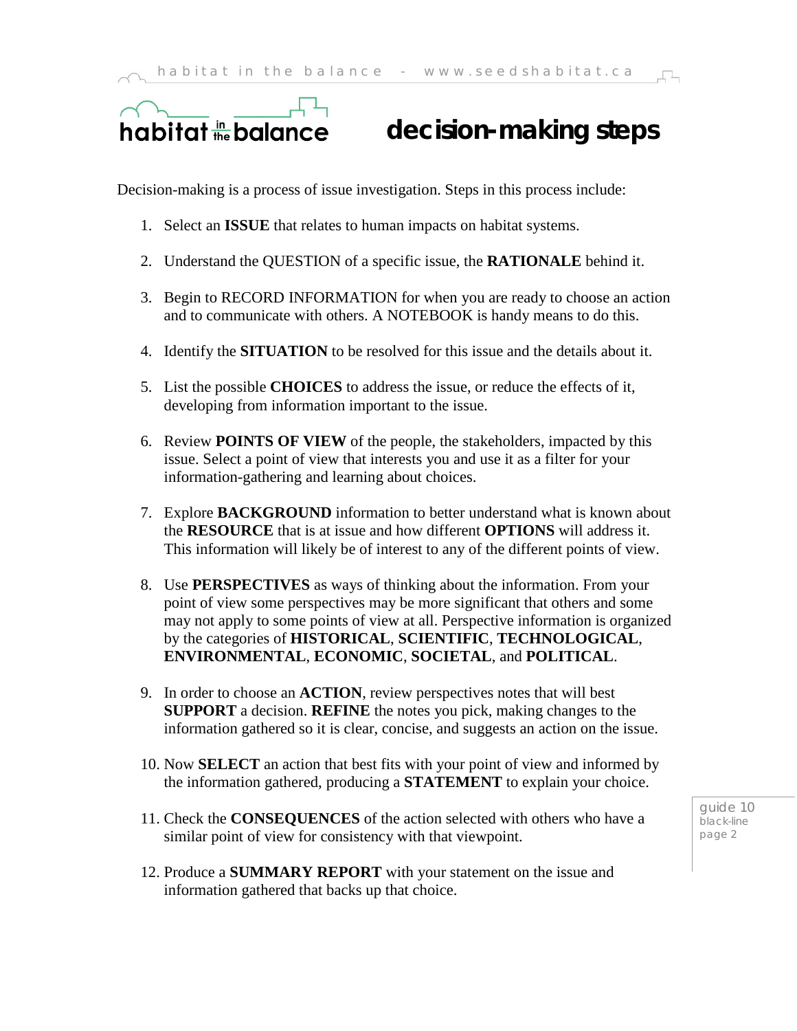# decision-making steps

Decision-making is a process of issue investigation. Steps in this process include:

1. Select an **ISSUE** that relates to human impacts on habitat systems.
2. Understand the QUESTION of a specific issue, the **RATIONALE** behind it.
3. Begin to RECORD INFORMATION for when you are ready to choose an action and to communicate with others. A NOTEBOOK is handy means to do this.
4. Identify the **SITUATION** to be resolved for this issue and the details about it.
5. List the possible **CHOICES** to address the issue, or reduce the effects of it, developing from information important to the issue.
6. Review **POINTS OF VIEW** of the people, the stakeholders, impacted by this issue. Select a point of view that interests you and use it as a filter for your information-gathering and learning about choices.
7. Explore **BACKGROUND** information to better understand what is known about the **RESOURCE** that is at issue and how different **OPTIONS** will address it. This information will likely be of interest to any of the different points of view.
8. Use **PERSPECTIVES** as ways of thinking about the information. From your point of view some perspectives may be more significant that others and some may not apply to some points of view at all. Perspective information is organized by the categories of **HISTORICAL**, **SCIENTIFIC**, **TECHNOLOGICAL**, **ENVIRONMENTAL**, **ECONOMIC**, **SOCIETAL**, and **POLITICAL**.
9. In order to choose an **ACTION**, review perspectives notes that will best **SUPPORT** a decision. **REFINE** the notes you pick, making changes to the information gathered so it is clear, concise, and suggests an action on the issue.
10. Now **SELECT** an action that best fits with your point of view and informed by the information gathered, producing a **STATEMENT** to explain your choice.
11. Check the **CONSEQUENCES** of the action selected with others who have a similar point of view for consistency with that viewpoint.
12. Produce a **SUMMARY REPORT** with your statement on the issue and information gathered that backs up that choice.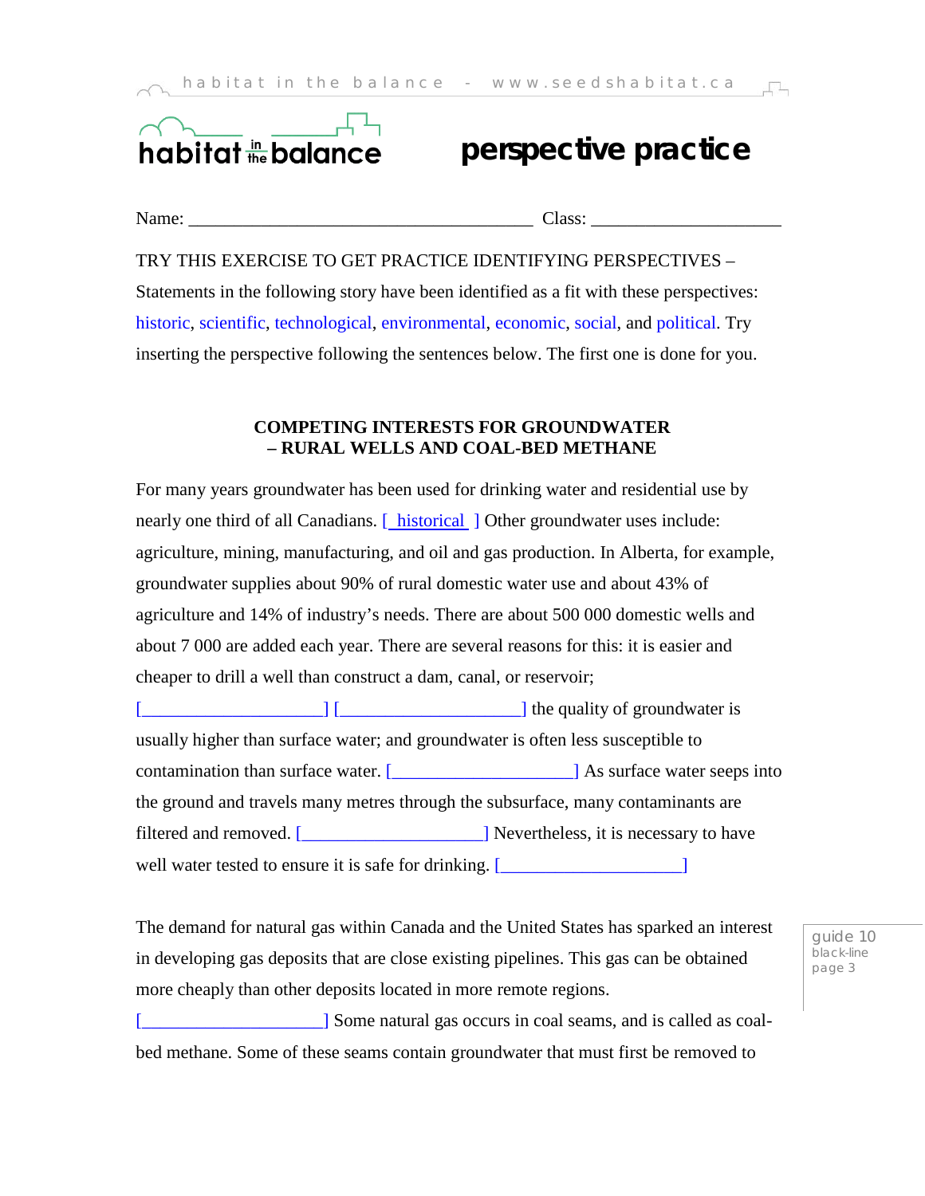habitat in the balance

# perspective practice

Name: ______________________________________ Class: ____________________

TRY THIS EXERCISE TO GET PRACTICE IDENTIFYING PERSPECTIVES – Statements in the following story have been identified as a fit with these perspectives: historic, scientific, technological, environmental, economic, social, and political. Try inserting the perspective following the sentences below. The first one is done for you.

## COMPETING INTERESTS FOR GROUNDWATER – RURAL WELLS AND COAL-BED METHANE

For many years groundwater has been used for drinking water and residential use by nearly one third of all Canadians. [ historical ] Other groundwater uses include: agriculture, mining, manufacturing, and oil and gas production. In Alberta, for example, groundwater supplies about 90% of rural domestic water use and about 43% of agriculture and 14% of industry's needs. There are about 500 000 domestic wells and about 7 000 are added each year. There are several reasons for this: it is easier and cheaper to drill a well than construct a dam, canal, or reservoir; [____________________] [____________________] the quality of groundwater is usually higher than surface water; and groundwater is often less susceptible to contamination than surface water. [____________________] As surface water seeps into the ground and travels many metres through the subsurface, many contaminants are filtered and removed. [____________________] Nevertheless, it is necessary to have well water tested to ensure it is safe for drinking. [____________________]

The demand for natural gas within Canada and the United States has sparked an interest in developing gas deposits that are close existing pipelines. This gas can be obtained more cheaply than other deposits located in more remote regions. [____________________] Some natural gas occurs in coal seams, and is called as coal-bed methane. Some of these seams contain groundwater that must first be removed to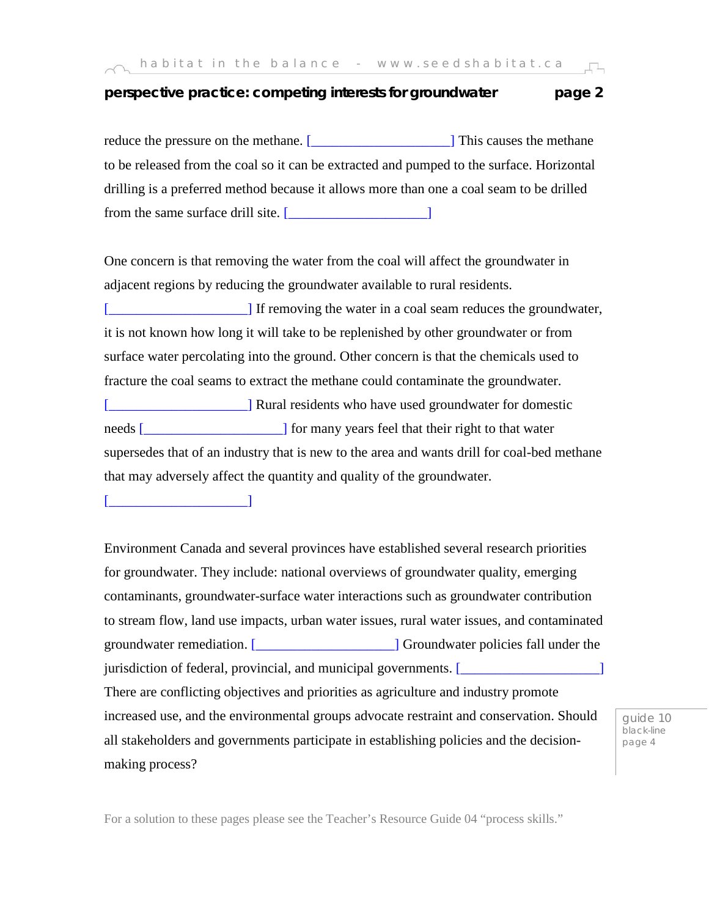**perspective practice: competing interests for groundwater** **page 2**

reduce the pressure on the methane. [____________________] This causes the methane to be released from the coal so it can be extracted and pumped to the surface. Horizontal drilling is a preferred method because it allows more than one a coal seam to be drilled from the same surface drill site. [____________________]

One concern is that removing the water from the coal will affect the groundwater in adjacent regions by reducing the groundwater available to rural residents. [____________________] If removing the water in a coal seam reduces the groundwater, it is not known how long it will take to be replenished by other groundwater or from surface water percolating into the ground. Other concern is that the chemicals used to fracture the coal seams to extract the methane could contaminate the groundwater. [____________________] Rural residents who have used groundwater for domestic needs [____________________] for many years feel that their right to that water supersedes that of an industry that is new to the area and wants drill for coal-bed methane that may adversely affect the quantity and quality of the groundwater. [____________________]

Environment Canada and several provinces have established several research priorities for groundwater. They include: national overviews of groundwater quality, emerging contaminants, groundwater-surface water interactions such as groundwater contribution to stream flow, land use impacts, urban water issues, rural water issues, and contaminated groundwater remediation. [____________________] Groundwater policies fall under the jurisdiction of federal, provincial, and municipal governments. [____________________] There are conflicting objectives and priorities as agriculture and industry promote increased use, and the environmental groups advocate restraint and conservation. Should all stakeholders and governments participate in establishing policies and the decision-making process?

For a solution to these pages please see the Teacher's Resource Guide 04 "process skills."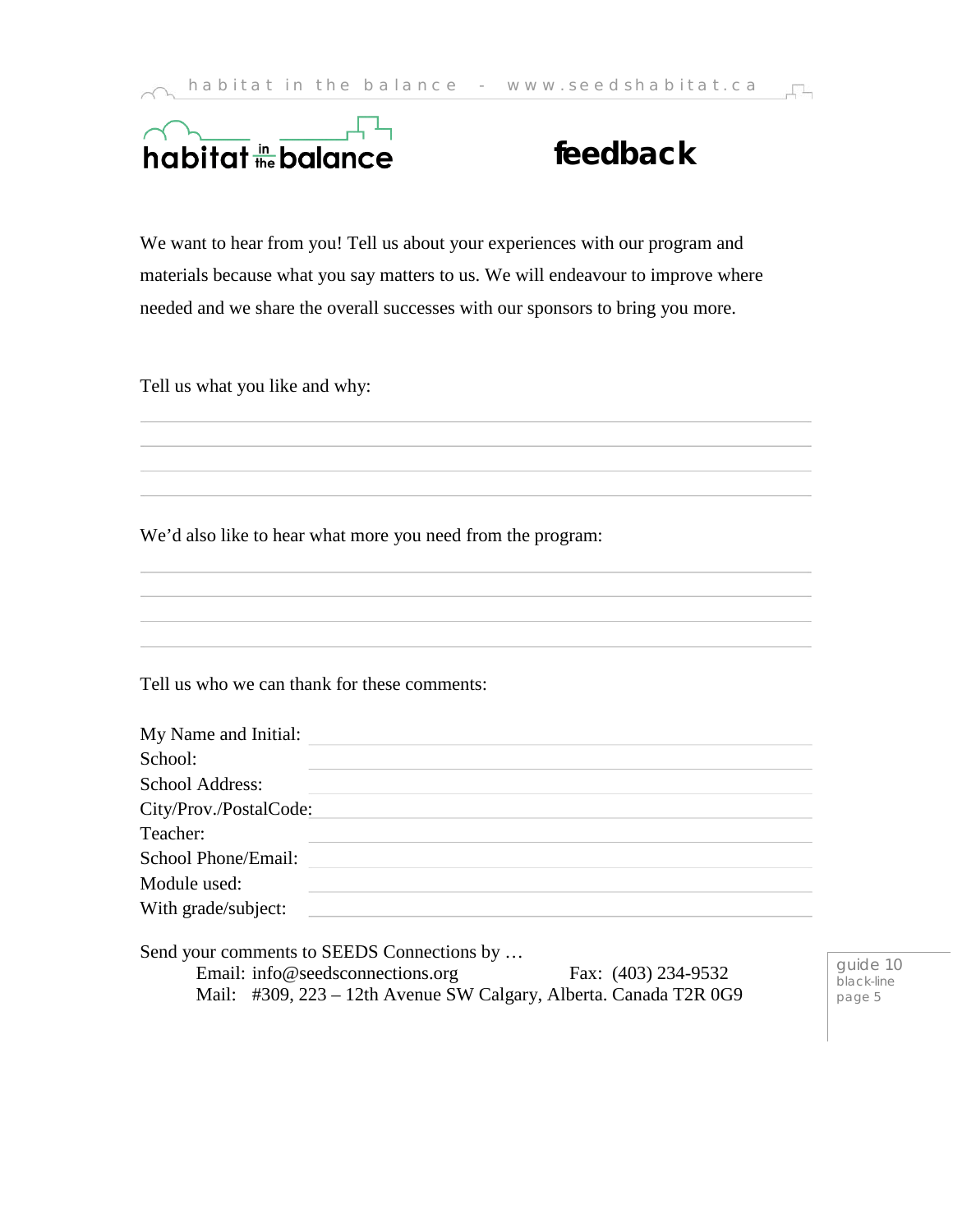# habitat in the balance

# feedback

We want to hear from you! Tell us about your experiences with our program and materials because what you say matters to us. We will endeavour to improve where needed and we share the overall successes with our sponsors to bring you more.

Tell us what you like and why:

\_\_\_\_\_\_\_\_\_\_\_\_\_\_\_\_\_\_\_\_\_\_\_\_\_\_\_\_\_\_\_\_\_\_\_\_\_\_\_\_

\_\_\_\_\_\_\_\_\_\_\_\_\_\_\_\_\_\_\_\_\_\_\_\_\_\_\_\_\_\_\_\_\_\_\_\_\_\_\_\_

\_\_\_\_\_\_\_\_\_\_\_\_\_\_\_\_\_\_\_\_\_\_\_\_\_\_\_\_\_\_\_\_\_\_\_\_\_\_\_\_

\_\_\_\_\_\_\_\_\_\_\_\_\_\_\_\_\_\_\_\_\_\_\_\_\_\_\_\_\_\_\_\_\_\_\_\_\_\_\_\_

We'd also like to hear what more you need from the program:

\_\_\_\_\_\_\_\_\_\_\_\_\_\_\_\_\_\_\_\_\_\_\_\_\_\_\_\_\_\_\_\_\_\_\_\_\_\_\_\_

\_\_\_\_\_\_\_\_\_\_\_\_\_\_\_\_\_\_\_\_\_\_\_\_\_\_\_\_\_\_\_\_\_\_\_\_\_\_\_\_

\_\_\_\_\_\_\_\_\_\_\_\_\_\_\_\_\_\_\_\_\_\_\_\_\_\_\_\_\_\_\_\_\_\_\_\_\_\_\_\_

\_\_\_\_\_\_\_\_\_\_\_\_\_\_\_\_\_\_\_\_\_\_\_\_\_\_\_\_\_\_\_\_\_\_\_\_\_\_\_\_

Tell us who we can thank for these comments:

My Name and Initial: \_\_\_\_\_\_\_\_\_\_\_\_\_\_\_\_\_\_\_\_

School: \_\_\_\_\_\_\_\_\_\_\_\_\_\_\_\_\_\_\_\_

School Address: \_\_\_\_\_\_\_\_\_\_\_\_\_\_\_\_\_\_\_\_

City/Prov./PostalCode: \_\_\_\_\_\_\_\_\_\_\_\_\_\_\_\_\_\_\_\_

Teacher: \_\_\_\_\_\_\_\_\_\_\_\_\_\_\_\_\_\_\_\_

School Phone/Email: \_\_\_\_\_\_\_\_\_\_\_\_\_\_\_\_\_\_\_\_

Module used: \_\_\_\_\_\_\_\_\_\_\_\_\_\_\_\_\_\_\_\_

With grade/subject: \_\_\_\_\_\_\_\_\_\_\_\_\_\_\_\_\_\_\_\_

Send your comments to SEEDS Connections by …

Email: info@seedsconnections.org  Fax: (403) 234-9532

Mail: #309, 223 – 12th Avenue SW Calgary, Alberta. Canada T2R 0G9

guide 10
black-line